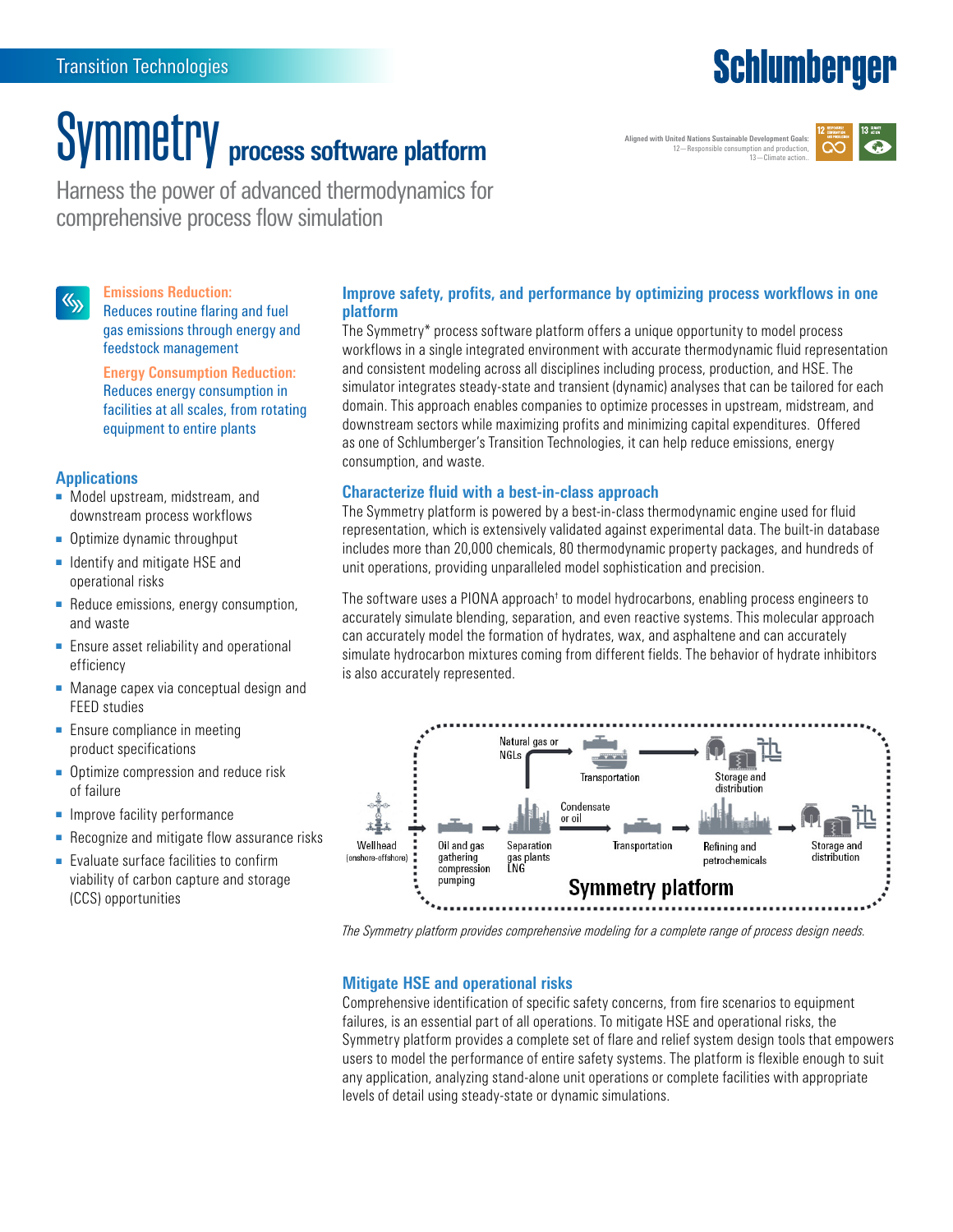Transition Technologies

# Symmetry process software platform

Harness the power of advanced thermodynamics for comprehensive process flow simulation

Aligned with United Nations Sustainable Development Goals: 12—Responsible consumption and production, 13—Climate action.

**Emissions Reduction:** Reduces routine flaring and fuel gas emissions through energy and feedstock management

**Energy Consumption Reduction:** Reduces energy consumption in facilities at all scales, from rotating equipment to entire plants

## Applications

- Model upstream, midstream, and downstream process workflows
- Optimize dynamic throughput
- Identify and mitigate HSE and operational risks
- Reduce emissions, energy consumption, and waste
- Ensure asset reliability and operational efficiency
- Manage capex via conceptual design and FEED studies
- Ensure compliance in meeting product specifications
- Optimize compression and reduce risk of failure
- Improve facility performance
- Recognize and mitigate flow assurance risks
- Evaluate surface facilities to confirm viability of carbon capture and storage (CCS) opportunities

## Improve safety, profits, and performance by optimizing process workflows in one platform

The Symmetry* process software platform offers a unique opportunity to model process workflows in a single integrated environment with accurate thermodynamic fluid representation and consistent modeling across all disciplines including process, production, and HSE. The simulator integrates steady-state and transient (dynamic) analyses that can be tailored for each domain. This approach enables companies to optimize processes in upstream, midstream, and downstream sectors while maximizing profits and minimizing capital expenditures. Offered as one of Schlumberger's Transition Technologies, it can help reduce emissions, energy consumption, and waste.

## Characterize fluid with a best-in-class approach

The Symmetry platform is powered by a best-in-class thermodynamic engine used for fluid representation, which is extensively validated against experimental data. The built-in database includes more than 20,000 chemicals, 80 thermodynamic property packages, and hundreds of unit operations, providing unparalleled model sophistication and precision.

The software uses a PIONA approach† to model hydrocarbons, enabling process engineers to accurately simulate blending, separation, and even reactive systems. This molecular approach can accurately model the formation of hydrates, wax, and asphaltene and can accurately simulate hydrocarbon mixtures coming from different fields. The behavior of hydrate inhibitors is also accurately represented.

Wellhead (onshore-offshore) → Oil and gas gathering compression pumping → Separation gas plants LNG → Natural gas or NGLs → Transportation → Storage and distribution; Condensate or oil → Transportation → Refining and petrochemicals → Storage and distribution

Symmetry platform

*The Symmetry platform provides comprehensive modeling for a complete range of process design needs.*

## Mitigate HSE and operational risks

Comprehensive identification of specific safety concerns, from fire scenarios to equipment failures, is an essential part of all operations. To mitigate HSE and operational risks, the Symmetry platform provides a complete set of flare and relief system design tools that empowers users to model the performance of entire safety systems. The platform is flexible enough to suit any application, analyzing stand-alone unit operations or complete facilities with appropriate levels of detail using steady-state or dynamic simulations.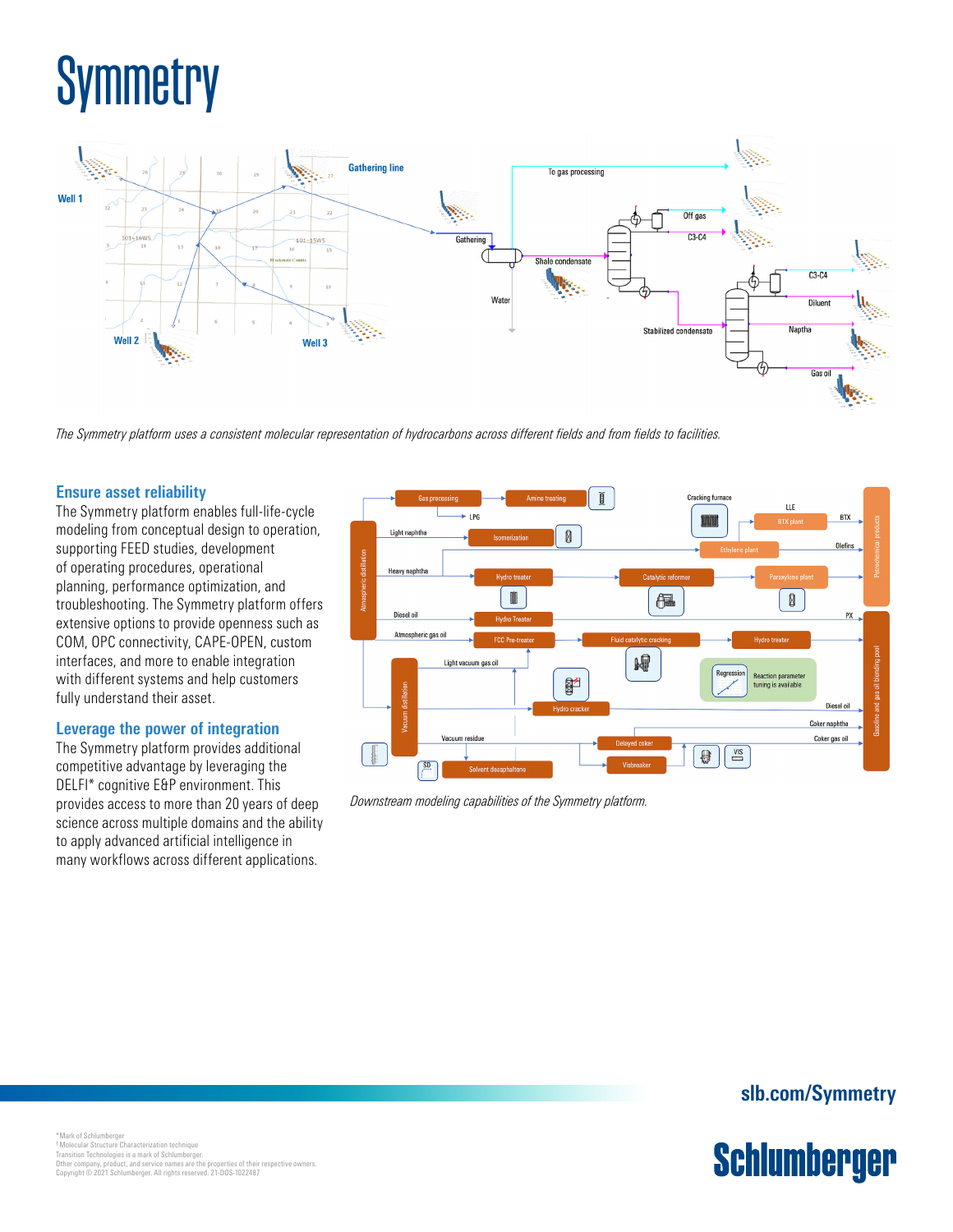# Symmetry

Well 1

Gathering line

Well 2

Well 3

To gas processing

Gathering

Off gas

C3-C4

Shale condensate

Water

Stabilized condensate

C3-C4

Diluent

Naptha

Gas oil

*The Symmetry platform uses a consistent molecular representation of hydrocarbons across different fields and from fields to facilities.*

## Ensure asset reliability

The Symmetry platform enables full-life-cycle modeling from conceptual design to operation, supporting FEED studies, development of operating procedures, operational planning, performance optimization, and troubleshooting. The Symmetry platform offers extensive options to provide openness such as COM, OPC connectivity, CAPE-OPEN, custom interfaces, and more to enable integration with different systems and help customers fully understand their asset.

## Leverage the power of integration

The Symmetry platform provides additional competitive advantage by leveraging the DELFI* cognitive E&P environment. This provides access to more than 20 years of deep science across multiple domains and the ability to apply advanced artificial intelligence in many workflows across different applications.

Gas processing
Amine treating
LPG
Cracking furnace
LLE
BTX plant
BTX
Light naphtha
Isomerization
Ethylene plant
Olefins
Atmospheric distillation
Heavy naphtha
Hydro treater
Catalytic reformer
Paraxylene plant
Petrochemical products
Diesel oil
Hydro Treater
PX
Atmospheric gas oil
FCC Pre-treater
Fluid catalytic cracking
Hydro treater
Light vacuum gas oil
Regression
Reaction parameter tuning is available
Vacuum distillation
Hydro cracker
Diesel oil
Coker naphtha
Vacuum residue
Delayed coker
Coker gas oil
Gasoline and gas oil blending pool
SD
Solvent deasphaltene
Visbreaker
VIS

*Downstream modeling capabilities of the Symmetry platform.*

slb.com/Symmetry

*Mark of Schlumberger
† Molecular Structure Characterization technique
Transition Technologies is a mark of Schlumberger.
Other company, product, and service names are the properties of their respective owners.
Copyright © 2021 Schlumberger. All rights reserved. 21-DOS-1022487

Schlumberger